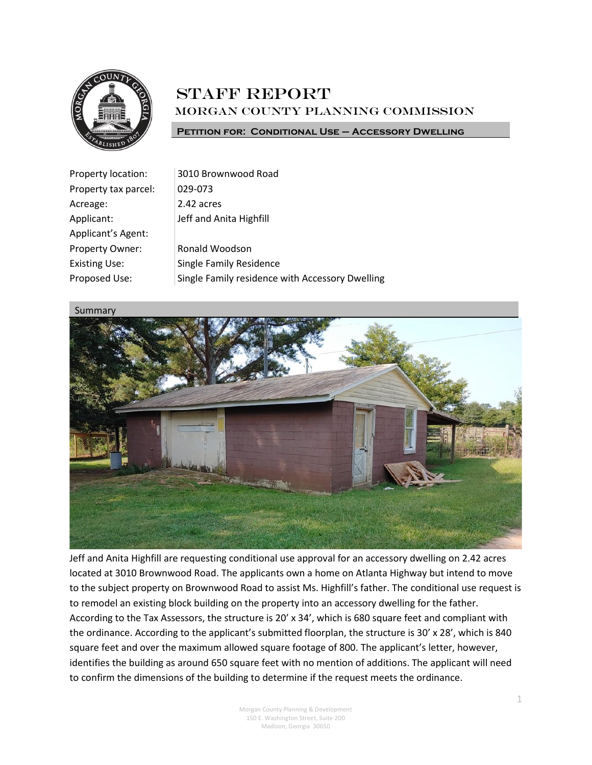# Staff Report

## Morgan County Planning Commission

**Petition for: Conditional Use – Accessory Dwelling**

| | |
|---|---|
| Property location: | 3010 Brownwood Road |
| Property tax parcel: | 029-073 |
| Acreage: | 2.42 acres |
| Applicant: | Jeff and Anita Highfill |
| Applicant's Agent: | |
| Property Owner: | Ronald Woodson |
| Existing Use: | Single Family Residence |
| Proposed Use: | Single Family residence with Accessory Dwelling |

### Summary

Jeff and Anita Highfill are requesting conditional use approval for an accessory dwelling on 2.42 acres located at 3010 Brownwood Road. The applicants own a home on Atlanta Highway but intend to move to the subject property on Brownwood Road to assist Ms. Highfill's father. The conditional use request is to remodel an existing block building on the property into an accessory dwelling for the father. According to the Tax Assessors, the structure is 20' x 34', which is 680 square feet and compliant with the ordinance. According to the applicant's submitted floorplan, the structure is 30' x 28', which is 840 square feet and over the maximum allowed square footage of 800. The applicant's letter, however, identifies the building as around 650 square feet with no mention of additions. The applicant will need to confirm the dimensions of the building to determine if the request meets the ordinance.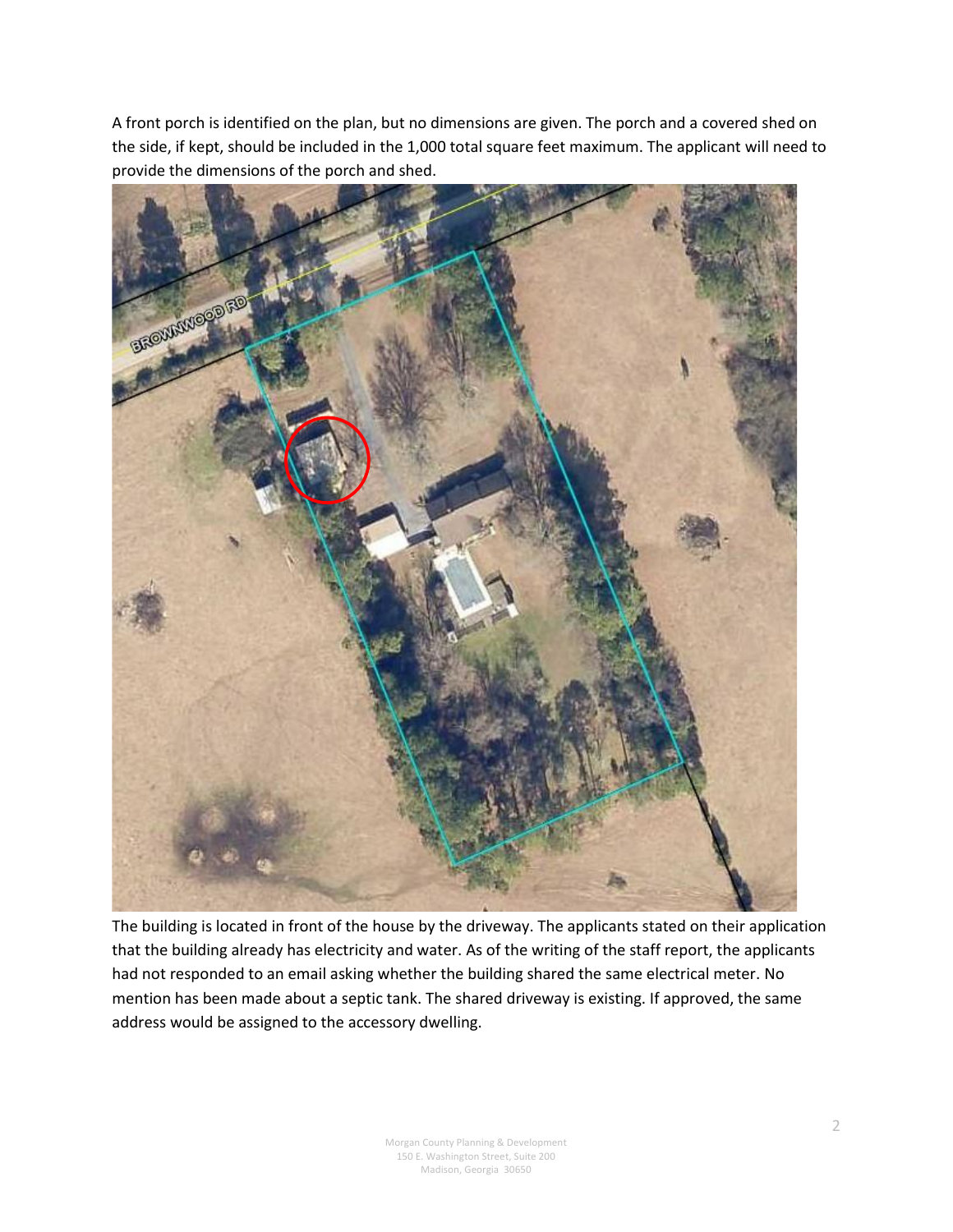A front porch is identified on the plan, but no dimensions are given. The porch and a covered shed on the side, if kept, should be included in the 1,000 total square feet maximum. The applicant will need to provide the dimensions of the porch and shed.

The building is located in front of the house by the driveway. The applicants stated on their application that the building already has electricity and water. As of the writing of the staff report, the applicants had not responded to an email asking whether the building shared the same electrical meter. No mention has been made about a septic tank. The shared driveway is existing. If approved, the same address would be assigned to the accessory dwelling.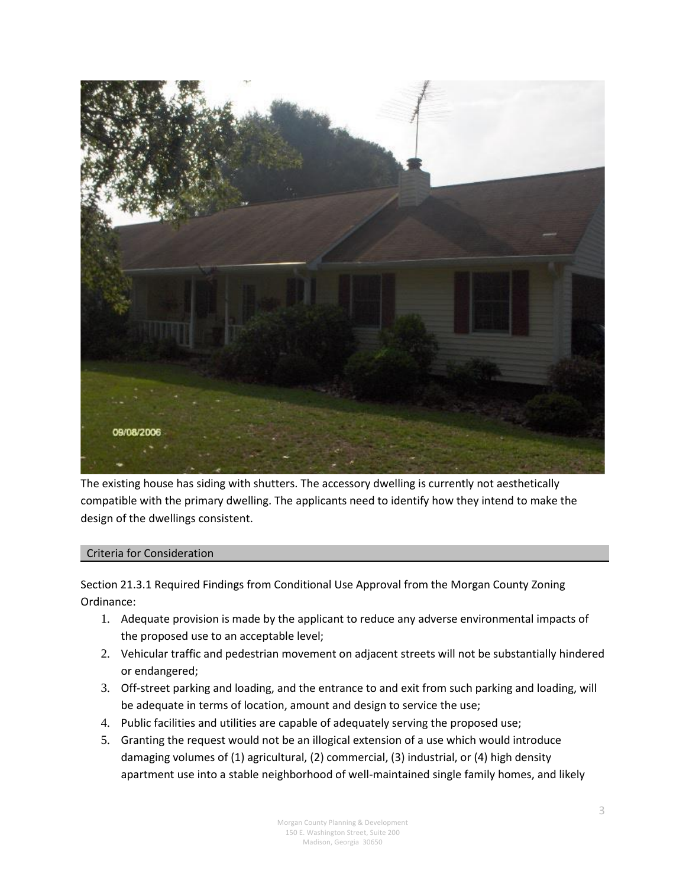The existing house has siding with shutters. The accessory dwelling is currently not aesthetically compatible with the primary dwelling. The applicants need to identify how they intend to make the design of the dwellings consistent.

## Criteria for Consideration

Section 21.3.1 Required Findings from Conditional Use Approval from the Morgan County Zoning Ordinance:

1. Adequate provision is made by the applicant to reduce any adverse environmental impacts of the proposed use to an acceptable level;
2. Vehicular traffic and pedestrian movement on adjacent streets will not be substantially hindered or endangered;
3. Off-street parking and loading, and the entrance to and exit from such parking and loading, will be adequate in terms of location, amount and design to service the use;
4. Public facilities and utilities are capable of adequately serving the proposed use;
5. Granting the request would not be an illogical extension of a use which would introduce damaging volumes of (1) agricultural, (2) commercial, (3) industrial, or (4) high density apartment use into a stable neighborhood of well-maintained single family homes, and likely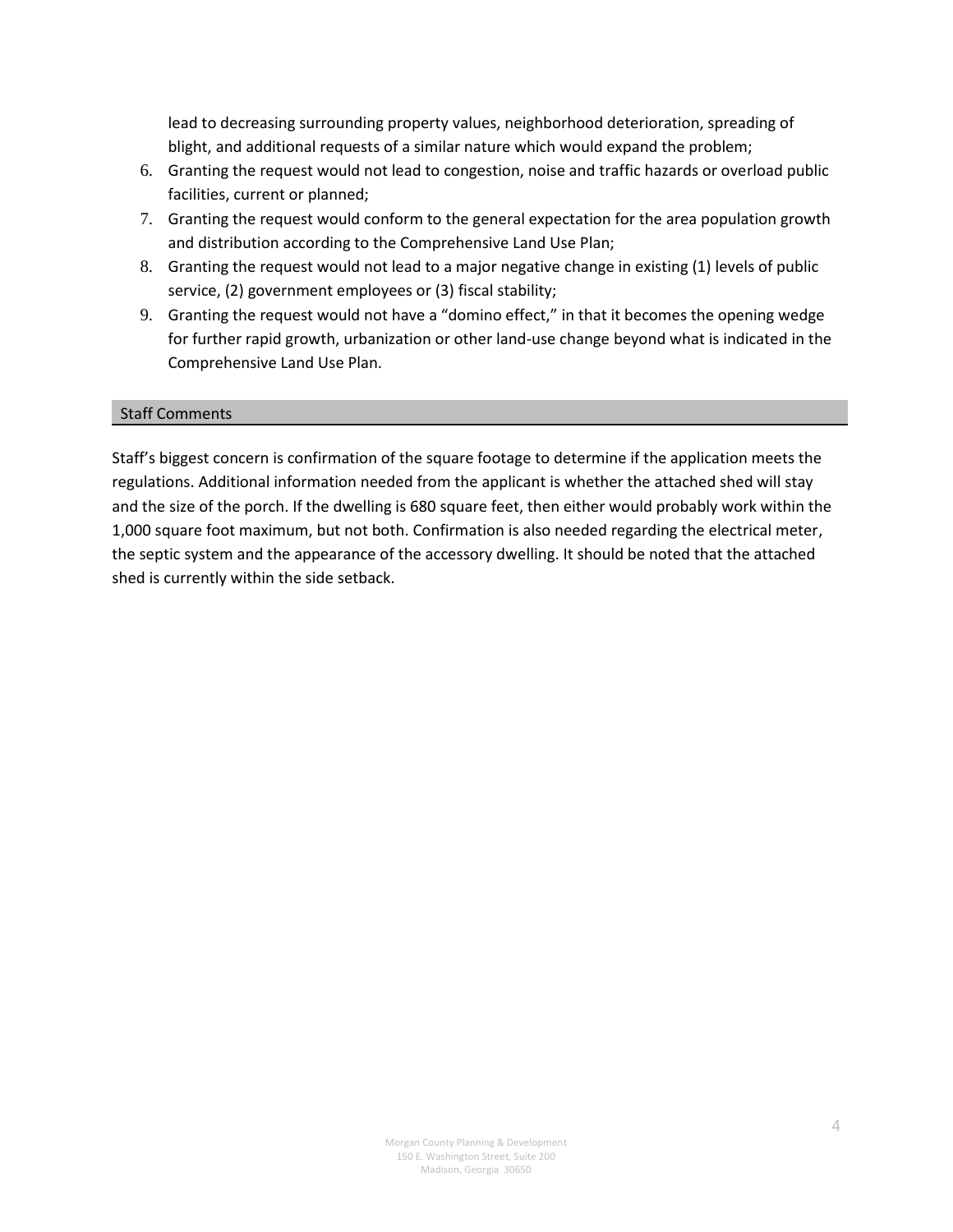lead to decreasing surrounding property values, neighborhood deterioration, spreading of blight, and additional requests of a similar nature which would expand the problem;

6. Granting the request would not lead to congestion, noise and traffic hazards or overload public facilities, current or planned;
7. Granting the request would conform to the general expectation for the area population growth and distribution according to the Comprehensive Land Use Plan;
8. Granting the request would not lead to a major negative change in existing (1) levels of public service, (2) government employees or (3) fiscal stability;
9. Granting the request would not have a "domino effect," in that it becomes the opening wedge for further rapid growth, urbanization or other land-use change beyond what is indicated in the Comprehensive Land Use Plan.

## Staff Comments

Staff's biggest concern is confirmation of the square footage to determine if the application meets the regulations. Additional information needed from the applicant is whether the attached shed will stay and the size of the porch. If the dwelling is 680 square feet, then either would probably work within the 1,000 square foot maximum, but not both. Confirmation is also needed regarding the electrical meter, the septic system and the appearance of the accessory dwelling. It should be noted that the attached shed is currently within the side setback.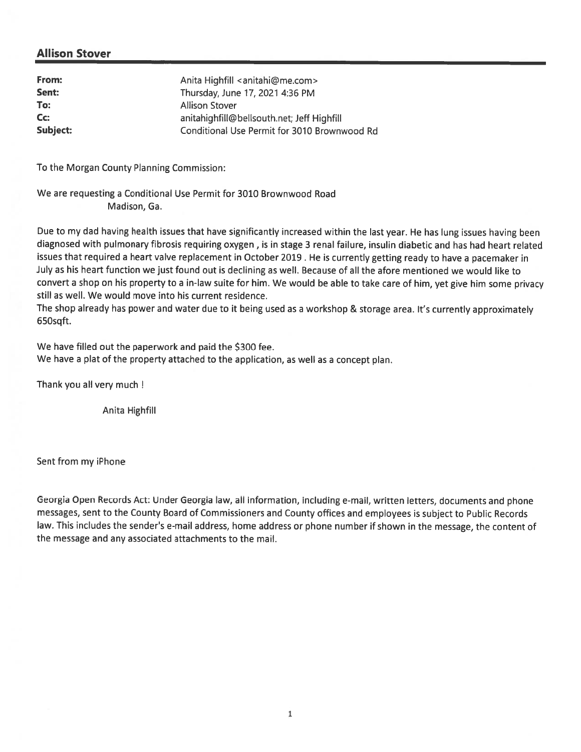## Allison Stover

| | |
|---|---|
| **From:** | Anita Highfill <anitahi@me.com> |
| **Sent:** | Thursday, June 17, 2021 4:36 PM |
| **To:** | Allison Stover |
| **Cc:** | anitahighfill@bellsouth.net; Jeff Highfill |
| **Subject:** | Conditional Use Permit for 3010 Brownwood Rd |

To the Morgan County Planning Commission:

We are requesting a Conditional Use Permit for 3010 Brownwood Road
Madison, Ga.

Due to my dad having health issues that have significantly increased within the last year. He has lung issues having been diagnosed with pulmonary fibrosis requiring oxygen , is in stage 3 renal failure, insulin diabetic and has had heart related issues that required a heart valve replacement in October 2019 . He is currently getting ready to have a pacemaker in July as his heart function we just found out is declining as well. Because of all the afore mentioned we would like to convert a shop on his property to a in-law suite for him. We would be able to take care of him, yet give him some privacy still as well. We would move into his current residence.
The shop already has power and water due to it being used as a workshop & storage area. It's currently approximately 650sqft.

We have filled out the paperwork and paid the $300 fee.
We have a plat of the property attached to the application, as well as a concept plan.

Thank you all very much !

Anita Highfill

Sent from my iPhone

Georgia Open Records Act: Under Georgia law, all information, including e-mail, written letters, documents and phone messages, sent to the County Board of Commissioners and County offices and employees is subject to Public Records law. This includes the sender's e-mail address, home address or phone number if shown in the message, the content of the message and any associated attachments to the mail.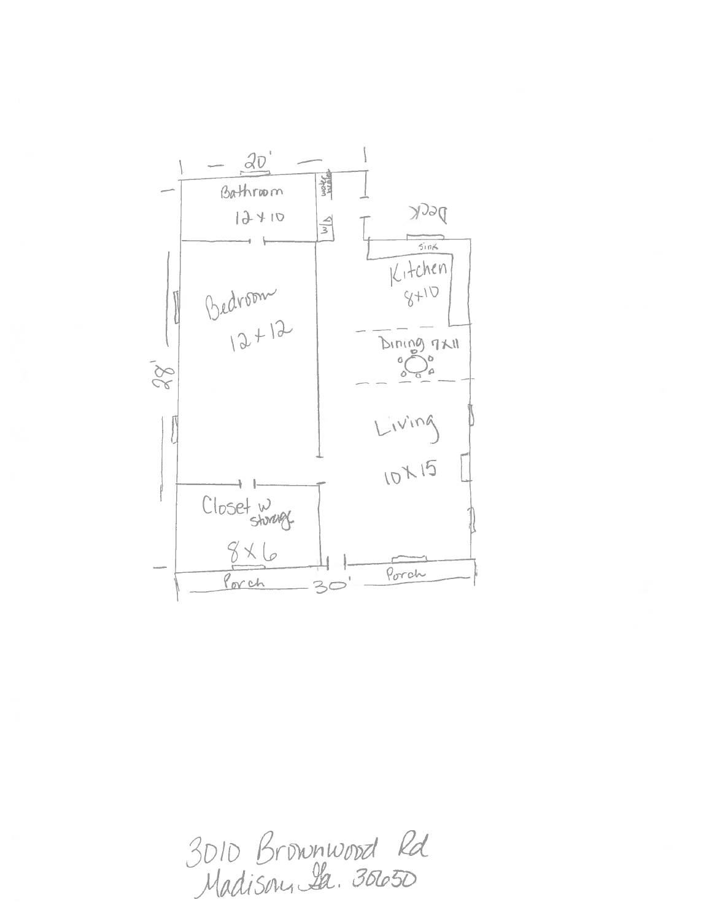20'

Bathroom

12 x 10

water heater

W/D

Deck

Sink

Kitchen

8x10

Dining 7x11

Bedroom

12 x 12

28'

Living

10X15

Closet w storage

8 x 6

Porch

30'

Porch

3010 Brownwood Rd
Madison, Ga. 30650